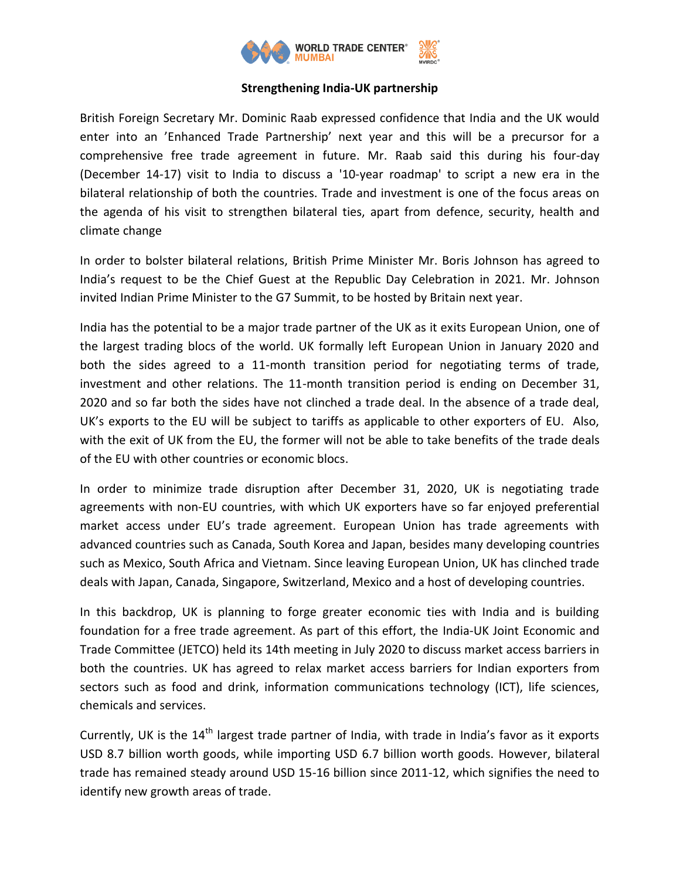## Strengthening India-UK partnership

British Foreign Secretary Mr. Dominic Raab expressed confidence that India and the UK would enter into an 'Enhanced Trade Partnership' next year and this will be a precursor for a comprehensive free trade agreement in future. Mr. Raab said this during his four-day (December 14-17) visit to India to discuss a '10-year roadmap' to script a new era in the bilateral relationship of both the countries. Trade and investment is one of the focus areas on the agenda of his visit to strengthen bilateral ties, apart from defence, security, health and climate change

In order to bolster bilateral relations, British Prime Minister Mr. Boris Johnson has agreed to India's request to be the Chief Guest at the Republic Day Celebration in 2021. Mr. Johnson invited Indian Prime Minister to the G7 Summit, to be hosted by Britain next year.

India has the potential to be a major trade partner of the UK as it exits European Union, one of the largest trading blocs of the world. UK formally left European Union in January 2020 and both the sides agreed to a 11-month transition period for negotiating terms of trade, investment and other relations. The 11-month transition period is ending on December 31, 2020 and so far both the sides have not clinched a trade deal. In the absence of a trade deal, UK's exports to the EU will be subject to tariffs as applicable to other exporters of EU. Also, with the exit of UK from the EU, the former will not be able to take benefits of the trade deals of the EU with other countries or economic blocs.

In order to minimize trade disruption after December 31, 2020, UK is negotiating trade agreements with non-EU countries, with which UK exporters have so far enjoyed preferential market access under EU's trade agreement. European Union has trade agreements with advanced countries such as Canada, South Korea and Japan, besides many developing countries such as Mexico, South Africa and Vietnam. Since leaving European Union, UK has clinched trade deals with Japan, Canada, Singapore, Switzerland, Mexico and a host of developing countries.

In this backdrop, UK is planning to forge greater economic ties with India and is building foundation for a free trade agreement. As part of this effort, the India-UK Joint Economic and Trade Committee (JETCO) held its 14th meeting in July 2020 to discuss market access barriers in both the countries. UK has agreed to relax market access barriers for Indian exporters from sectors such as food and drink, information communications technology (ICT), life sciences, chemicals and services.

Currently, UK is the 14th largest trade partner of India, with trade in India's favor as it exports USD 8.7 billion worth goods, while importing USD 6.7 billion worth goods. However, bilateral trade has remained steady around USD 15-16 billion since 2011-12, which signifies the need to identify new growth areas of trade.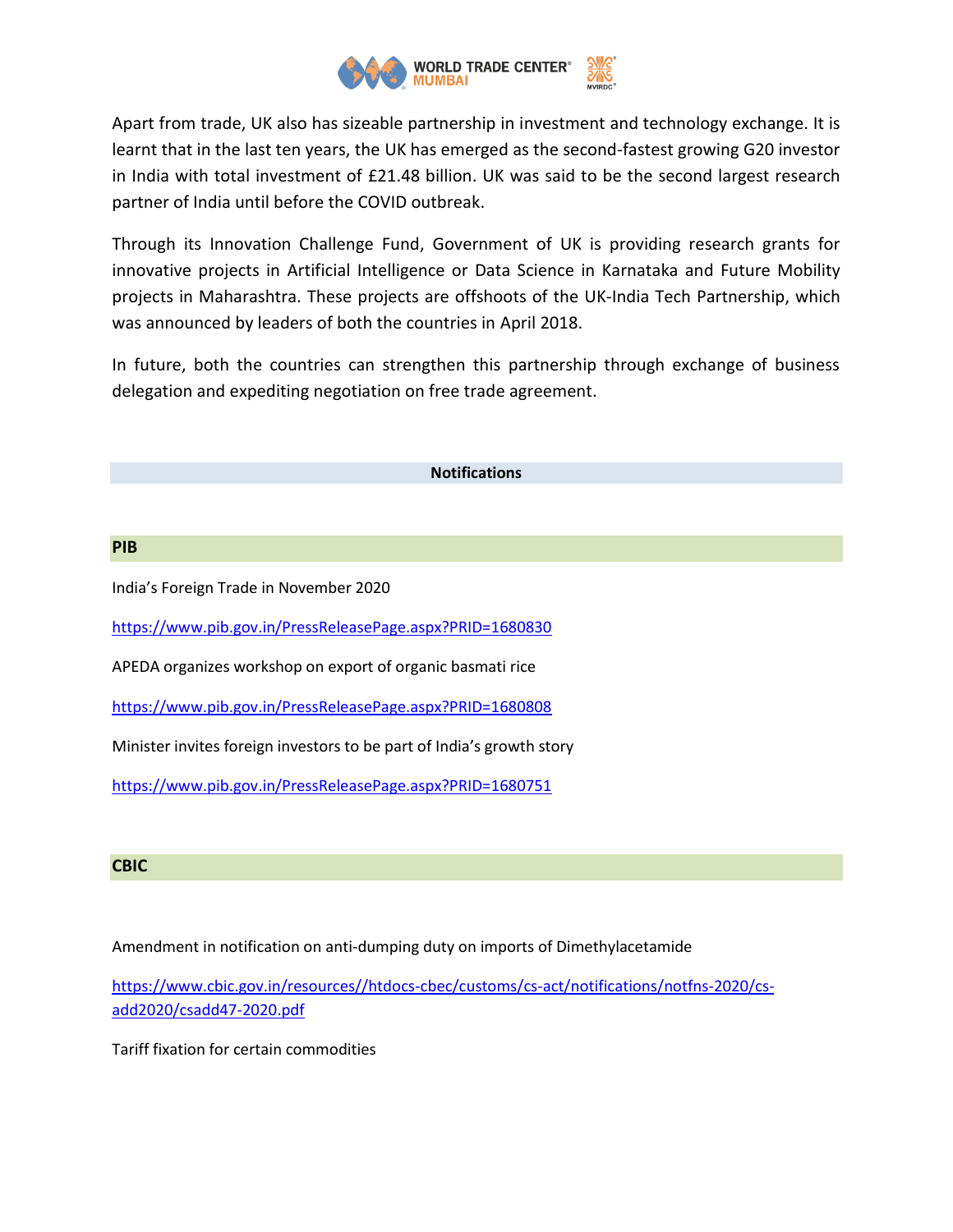Apart from trade, UK also has sizeable partnership in investment and technology exchange. It is learnt that in the last ten years, the UK has emerged as the second-fastest growing G20 investor in India with total investment of £21.48 billion. UK was said to be the second largest research partner of India until before the COVID outbreak.

Through its Innovation Challenge Fund, Government of UK is providing research grants for innovative projects in Artificial Intelligence or Data Science in Karnataka and Future Mobility projects in Maharashtra. These projects are offshoots of the UK-India Tech Partnership, which was announced by leaders of both the countries in April 2018.

In future, both the countries can strengthen this partnership through exchange of business delegation and expediting negotiation on free trade agreement.

## Notifications

### PIB

India's Foreign Trade in November 2020

https://www.pib.gov.in/PressReleasePage.aspx?PRID=1680830

APEDA organizes workshop on export of organic basmati rice

https://www.pib.gov.in/PressReleasePage.aspx?PRID=1680808

Minister invites foreign investors to be part of India's growth story

https://www.pib.gov.in/PressReleasePage.aspx?PRID=1680751

### CBIC

Amendment in notification on anti-dumping duty on imports of Dimethylacetamide

https://www.cbic.gov.in/resources//htdocs-cbec/customs/cs-act/notifications/notfns-2020/cs-add2020/csadd47-2020.pdf

Tariff fixation for certain commodities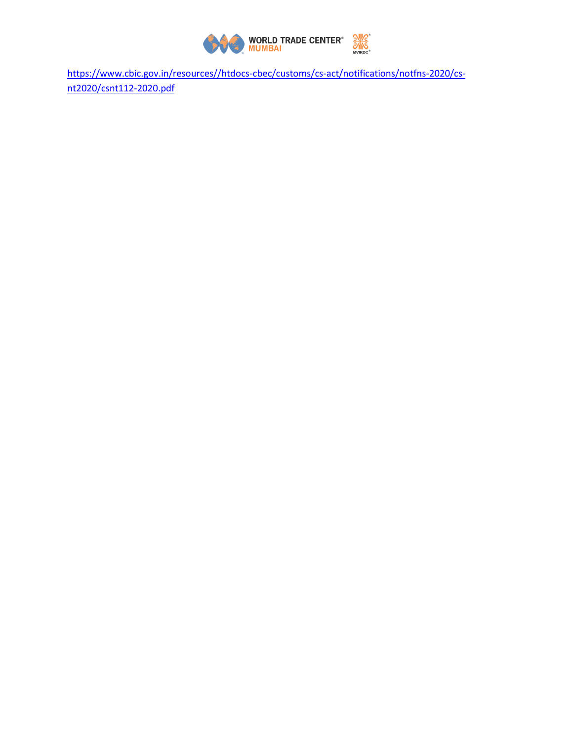https://www.cbic.gov.in/resources//htdocs-cbec/customs/cs-act/notifications/notfns-2020/cs-nt2020/csnt112-2020.pdf